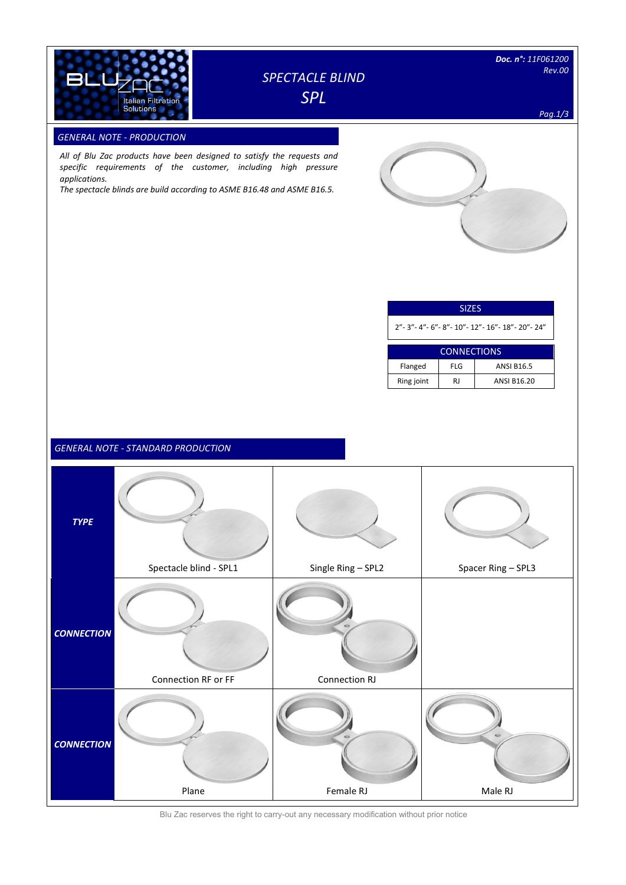# SPECTACLE BLIND
## SPL

Doc. n°: 11F061200
Rev.00

### GENERAL NOTE - PRODUCTION

*All of Blu Zac products have been designed to satisfy the requests and specific requirements of the customer, including high pressure applications.*
*The spectacle blinds are build according to ASME B16.48 and ASME B16.5.*

| SIZES |
|---|
| 2”- 3”- 4”- 6”- 8”- 10”- 12”- 16”- 18”- 20”- 24” |

| CONNECTIONS | | |
|---|---|---|
| Flanged | FLG | ANSI B16.5 |
| Ring joint | RJ | ANSI B16.20 |

### GENERAL NOTE - STANDARD PRODUCTION

| | | | |
|---|---|---|---|
| ***TYPE*** | Spectacle blind - SPL1 | Single Ring – SPL2 | Spacer Ring – SPL3 |
| ***CONNECTION*** | Connection RF or FF | Connection RJ | |
| ***CONNECTION*** | Plane | Female RJ | Male RJ |

Blu Zac reserves the right to carry-out any necessary modification without prior notice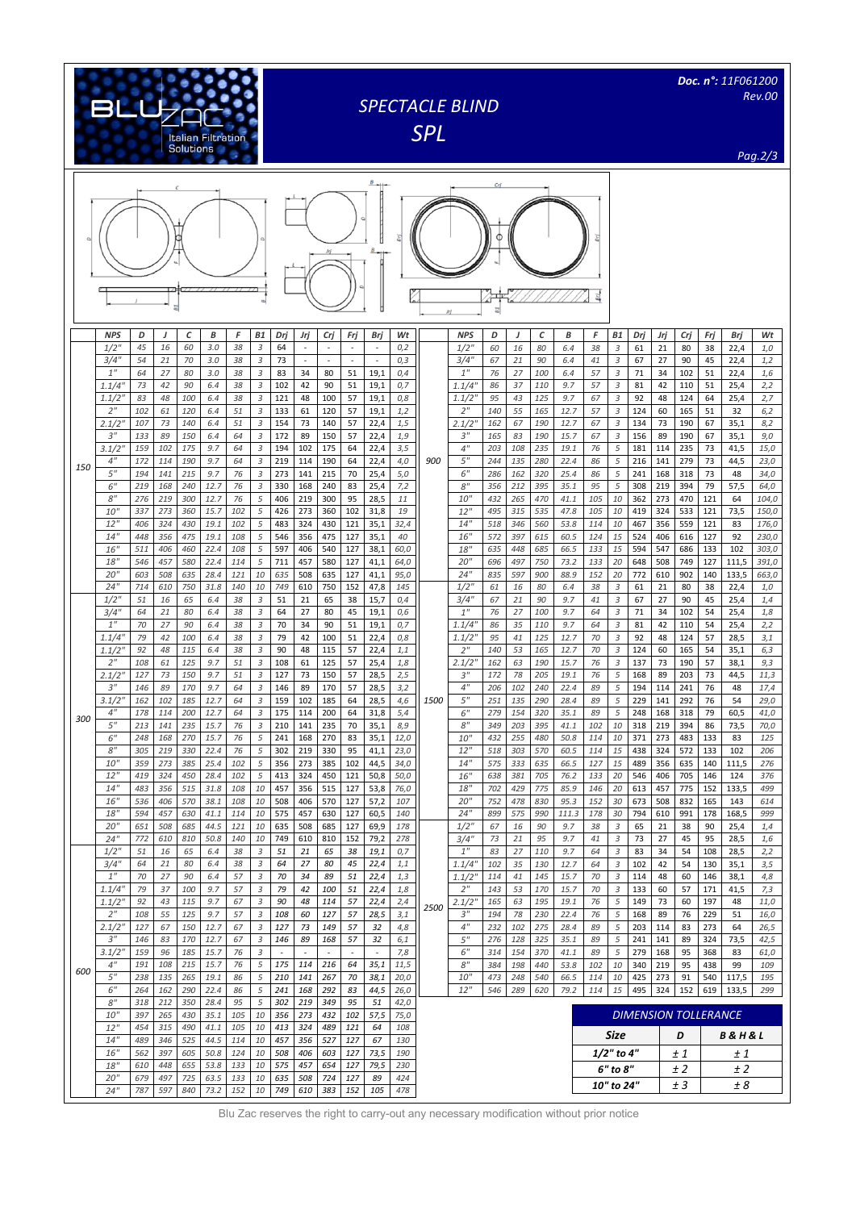# SPECTACLE BLIND

## SPL

Doc. n°: 11F061200
Rev.00

| | NPS | D | J | C | B | F | B1 | Drj | Jrj | Crj | Frj | Brj | Wt |
|---|---|---|---|---|---|---|---|---|---|---|---|---|---|
| 150 | 1/2" | 45 | 16 | 60 | 3.0 | 38 | 3 | 64 | - | - | - | - | 0,2 |
| | 3/4" | 54 | 21 | 70 | 3.0 | 38 | 3 | 73 | - | - | - | - | 0,3 |
| | 1" | 64 | 27 | 80 | 3.0 | 38 | 3 | 83 | 34 | 80 | 51 | 19,1 | 0,4 |
| | 1.1/4" | 73 | 42 | 90 | 6.4 | 38 | 3 | 102 | 42 | 90 | 51 | 19,1 | 0,7 |
| | 1.1/2" | 83 | 48 | 100 | 6.4 | 38 | 3 | 121 | 48 | 100 | 57 | 19,1 | 0,8 |
| | 2" | 102 | 61 | 120 | 6.4 | 51 | 3 | 133 | 61 | 120 | 57 | 19,1 | 1,2 |
| | 2.1/2" | 107 | 73 | 140 | 6.4 | 51 | 3 | 154 | 73 | 140 | 57 | 22,4 | 1,5 |
| | 3" | 133 | 89 | 150 | 6.4 | 64 | 3 | 172 | 89 | 150 | 57 | 22,4 | 1,9 |
| | 3.1/2" | 159 | 102 | 175 | 9.7 | 64 | 3 | 194 | 102 | 175 | 64 | 22,4 | 3,5 |
| | 4" | 172 | 114 | 190 | 9.7 | 64 | 3 | 219 | 114 | 190 | 64 | 22,4 | 4,0 |
| | 5" | 194 | 141 | 215 | 9.7 | 76 | 3 | 273 | 141 | 215 | 70 | 25,4 | 5,0 |
| | 6" | 219 | 168 | 240 | 12.7 | 76 | 3 | 330 | 168 | 240 | 83 | 25,4 | 7,2 |
| | 8" | 276 | 219 | 300 | 12.7 | 76 | 5 | 406 | 219 | 300 | 95 | 28,5 | 11 |
| | 10" | 337 | 273 | 360 | 15.7 | 102 | 5 | 426 | 273 | 360 | 102 | 31,8 | 19 |
| | 12" | 406 | 324 | 430 | 19.1 | 102 | 5 | 483 | 324 | 430 | 121 | 35,1 | 32,4 |
| | 14" | 448 | 356 | 475 | 19.1 | 108 | 5 | 546 | 356 | 475 | 127 | 35,1 | 40 |
| | 16" | 511 | 406 | 460 | 22.4 | 108 | 5 | 597 | 406 | 540 | 127 | 38,1 | 60,0 |
| | 18" | 546 | 457 | 580 | 22.4 | 114 | 5 | 711 | 457 | 580 | 127 | 41,1 | 64,0 |
| | 20" | 603 | 508 | 635 | 28.4 | 121 | 10 | 635 | 508 | 635 | 127 | 41,1 | 95,0 |
| | 24" | 714 | 610 | 750 | 31.8 | 140 | 10 | 749 | 610 | 750 | 152 | 47,8 | 145 |
| 300 | 1/2" | 51 | 16 | 65 | 6.4 | 38 | 3 | 51 | 21 | 65 | 38 | 15,7 | 0,4 |
| | 3/4" | 64 | 21 | 80 | 6.4 | 38 | 3 | 64 | 27 | 80 | 45 | 19,1 | 0,6 |
| | 1" | 70 | 27 | 90 | 6.4 | 38 | 3 | 70 | 34 | 90 | 51 | 19,1 | 0,7 |
| | 1.1/4" | 79 | 42 | 100 | 6.4 | 38 | 3 | 79 | 42 | 100 | 51 | 22,4 | 0,8 |
| | 1.1/2" | 92 | 48 | 115 | 6.4 | 38 | 3 | 90 | 48 | 115 | 57 | 22,4 | 1,1 |
| | 2" | 108 | 61 | 125 | 9.7 | 51 | 3 | 108 | 61 | 125 | 57 | 25,4 | 1,8 |
| | 2.1/2" | 127 | 73 | 150 | 9.7 | 51 | 3 | 127 | 73 | 150 | 57 | 28,5 | 2,5 |
| | 3" | 146 | 89 | 170 | 9.7 | 64 | 3 | 146 | 89 | 170 | 57 | 28,5 | 3,2 |
| | 3.1/2" | 162 | 102 | 185 | 12.7 | 64 | 3 | 159 | 102 | 185 | 64 | 28,5 | 4,6 |
| | 4" | 178 | 114 | 200 | 12.7 | 64 | 3 | 175 | 114 | 200 | 64 | 31,8 | 5,4 |
| | 5" | 213 | 141 | 235 | 15.7 | 76 | 3 | 210 | 141 | 235 | 70 | 35,1 | 8,9 |
| | 6" | 248 | 168 | 270 | 15.7 | 76 | 5 | 241 | 168 | 270 | 83 | 35,1 | 12,0 |
| | 8" | 305 | 219 | 330 | 22.4 | 76 | 5 | 302 | 219 | 330 | 95 | 41,1 | 23,0 |
| | 10" | 359 | 273 | 385 | 25.4 | 102 | 5 | 356 | 273 | 385 | 102 | 44,5 | 34,0 |
| | 12" | 419 | 324 | 450 | 28.4 | 102 | 5 | 413 | 324 | 450 | 121 | 50,8 | 50,0 |
| | 14" | 483 | 356 | 515 | 31.8 | 108 | 10 | 457 | 356 | 515 | 127 | 53,8 | 76,0 |
| | 16" | 536 | 406 | 570 | 38.1 | 108 | 10 | 508 | 406 | 570 | 127 | 57,2 | 107 |
| | 18" | 594 | 457 | 630 | 41.1 | 114 | 10 | 575 | 457 | 630 | 127 | 60,5 | 140 |
| | 20" | 651 | 508 | 685 | 44.5 | 121 | 10 | 635 | 508 | 685 | 127 | 69,9 | 178 |
| | 24" | 772 | 610 | 810 | 50.8 | 140 | 10 | 749 | 610 | 810 | 152 | 79,2 | 278 |
| 600 | 1/2" | 51 | 16 | 65 | 6.4 | 38 | 3 | 51 | 21 | 65 | 38 | 19,1 | 0,7 |
| | 3/4" | 64 | 21 | 80 | 6.4 | 38 | 3 | 64 | 27 | 80 | 45 | 22,4 | 1,1 |
| | 1" | 70 | 27 | 90 | 6.4 | 57 | 3 | 70 | 34 | 89 | 51 | 22,4 | 1,3 |
| | 1.1/4" | 79 | 37 | 100 | 9.7 | 57 | 3 | 79 | 42 | 100 | 51 | 22,4 | 1,8 |
| | 1.1/2" | 92 | 43 | 115 | 9.7 | 67 | 3 | 90 | 48 | 114 | 57 | 22,4 | 2,4 |
| | 2" | 108 | 55 | 125 | 9.7 | 57 | 3 | 108 | 60 | 127 | 57 | 28,5 | 3,1 |
| | 2.1/2" | 127 | 67 | 150 | 12.7 | 67 | 3 | 127 | 73 | 149 | 57 | 32 | 4,8 |
| | 3" | 146 | 83 | 170 | 12.7 | 67 | 3 | 146 | 89 | 168 | 57 | 32 | 6,1 |
| | 3.1/2" | 159 | 96 | 185 | 15.7 | 76 | 3 | - | - | - | - | - | 7,8 |
| | 4" | 191 | 108 | 215 | 15.7 | 76 | 5 | 175 | 114 | 216 | 64 | 35,1 | 11,5 |
| | 5" | 238 | 135 | 265 | 19.1 | 86 | 5 | 210 | 141 | 267 | 70 | 38,1 | 20,0 |
| | 6" | 264 | 162 | 290 | 22.4 | 86 | 5 | 241 | 168 | 292 | 83 | 44,5 | 26,0 |
| | 8" | 318 | 212 | 350 | 28.4 | 95 | 5 | 302 | 219 | 349 | 95 | 51 | 42,0 |
| | 10" | 397 | 265 | 430 | 35.1 | 105 | 10 | 356 | 273 | 432 | 102 | 57,5 | 75,0 |
| | 12" | 454 | 315 | 490 | 41.1 | 105 | 10 | 413 | 324 | 489 | 121 | 64 | 108 |
| | 14" | 489 | 346 | 525 | 44.5 | 114 | 10 | 457 | 356 | 527 | 127 | 67 | 130 |
| | 16" | 562 | 397 | 605 | 50.8 | 124 | 10 | 508 | 406 | 603 | 127 | 73,5 | 190 |
| | 18" | 610 | 448 | 655 | 53.8 | 133 | 10 | 575 | 457 | 654 | 127 | 79,5 | 230 |
| | 20" | 679 | 497 | 725 | 63.5 | 133 | 10 | 635 | 508 | 724 | 127 | 89 | 424 |
| | 24" | 787 | 597 | 840 | 73.2 | 152 | 10 | 749 | 610 | 383 | 152 | 105 | 478 |

| | NPS | D | J | C | B | F | B1 | Drj | Jrj | Crj | Frj | Brj | Wt |
|---|---|---|---|---|---|---|---|---|---|---|---|---|---|
| 900 | 1/2" | 60 | 16 | 80 | 6.4 | 38 | 3 | 61 | 21 | 80 | 38 | 22,4 | 1,0 |
| | 3/4" | 67 | 21 | 90 | 6.4 | 41 | 3 | 67 | 27 | 90 | 45 | 22,4 | 1,2 |
| | 1" | 76 | 27 | 100 | 6.4 | 57 | 3 | 71 | 34 | 102 | 51 | 22,4 | 1,6 |
| | 1.1/4" | 86 | 37 | 110 | 9.7 | 57 | 3 | 81 | 42 | 110 | 51 | 25,4 | 2,2 |
| | 1.1/2" | 95 | 43 | 125 | 9.7 | 67 | 3 | 92 | 48 | 124 | 64 | 25,4 | 2,7 |
| | 2" | 140 | 55 | 165 | 12.7 | 57 | 3 | 124 | 60 | 165 | 51 | 32 | 6,2 |
| | 2.1/2" | 162 | 67 | 190 | 12.7 | 67 | 3 | 134 | 73 | 190 | 67 | 35,1 | 8,2 |
| | 3" | 165 | 83 | 190 | 15.7 | 67 | 3 | 156 | 89 | 190 | 67 | 35,1 | 9,0 |
| | 4" | 203 | 108 | 235 | 19.1 | 76 | 5 | 181 | 114 | 235 | 73 | 41,5 | 15,0 |
| | 5" | 244 | 135 | 280 | 22.4 | 86 | 5 | 216 | 141 | 279 | 73 | 44,5 | 23,0 |
| | 6" | 286 | 162 | 320 | 25.4 | 86 | 5 | 241 | 168 | 318 | 73 | 48 | 34,0 |
| | 8" | 356 | 212 | 395 | 35.1 | 95 | 5 | 308 | 219 | 394 | 79 | 57,5 | 64,0 |
| | 10" | 432 | 265 | 470 | 41.1 | 105 | 10 | 362 | 273 | 470 | 121 | 64 | 104,0 |
| | 12" | 495 | 315 | 535 | 47.8 | 105 | 10 | 419 | 324 | 533 | 121 | 73,5 | 150,0 |
| | 14" | 518 | 346 | 560 | 53.8 | 114 | 10 | 467 | 356 | 559 | 121 | 83 | 176,0 |
| | 16" | 572 | 397 | 615 | 60.5 | 124 | 15 | 524 | 406 | 616 | 127 | 92 | 230,0 |
| | 18" | 635 | 448 | 685 | 66.5 | 133 | 15 | 594 | 547 | 686 | 133 | 102 | 303,0 |
| | 20" | 696 | 497 | 750 | 73.2 | 133 | 20 | 648 | 508 | 749 | 127 | 111,5 | 391,0 |
| | 24" | 835 | 597 | 900 | 88.9 | 152 | 20 | 772 | 610 | 902 | 140 | 133,5 | 663,0 |
| 1500 | 1/2" | 61 | 16 | 80 | 6.4 | 38 | 3 | 61 | 21 | 80 | 38 | 22,4 | 1,0 |
| | 3/4" | 67 | 21 | 90 | 9.7 | 41 | 3 | 67 | 27 | 90 | 45 | 25,4 | 1,4 |
| | 1" | 76 | 27 | 100 | 9.7 | 64 | 3 | 71 | 34 | 102 | 54 | 25,4 | 1,8 |
| | 1.1/4" | 86 | 35 | 110 | 9.7 | 64 | 3 | 81 | 42 | 110 | 54 | 25,4 | 2,2 |
| | 1.1/2" | 95 | 41 | 125 | 12.7 | 70 | 3 | 92 | 48 | 124 | 57 | 28,5 | 3,1 |
| | 2" | 140 | 53 | 165 | 12.7 | 70 | 3 | 124 | 60 | 165 | 54 | 35,1 | 6,3 |
| | 2.1/2" | 162 | 63 | 190 | 15.7 | 76 | 3 | 137 | 73 | 190 | 57 | 38,1 | 9,3 |
| | 3" | 172 | 78 | 205 | 19.1 | 76 | 5 | 168 | 89 | 203 | 73 | 44,5 | 11,3 |
| | 4" | 206 | 102 | 240 | 22.4 | 89 | 5 | 194 | 114 | 241 | 76 | 48 | 17,4 |
| | 5" | 251 | 135 | 290 | 28.4 | 89 | 5 | 229 | 141 | 292 | 76 | 54 | 29,0 |
| | 6" | 279 | 154 | 320 | 35.1 | 89 | 5 | 248 | 168 | 318 | 79 | 60,5 | 41,0 |
| | 8" | 349 | 203 | 395 | 41.1 | 102 | 10 | 318 | 219 | 394 | 86 | 73,5 | 70,0 |
| | 10" | 432 | 255 | 480 | 50.8 | 114 | 10 | 371 | 273 | 483 | 133 | 83 | 125 |
| | 12" | 518 | 303 | 570 | 60.5 | 114 | 15 | 438 | 324 | 572 | 133 | 102 | 206 |
| | 14" | 575 | 333 | 635 | 66.5 | 127 | 15 | 489 | 356 | 635 | 140 | 111,5 | 276 |
| | 16" | 638 | 381 | 705 | 76.2 | 133 | 20 | 546 | 406 | 705 | 146 | 124 | 376 |
| | 18" | 702 | 429 | 775 | 85.9 | 146 | 20 | 613 | 457 | 775 | 152 | 133,5 | 499 |
| | 20" | 752 | 478 | 830 | 95.3 | 152 | 30 | 673 | 508 | 832 | 165 | 143 | 614 |
| | 24" | 899 | 575 | 990 | 111.3 | 178 | 30 | 794 | 610 | 991 | 178 | 168,5 | 999 |
| 2500 | 1/2" | 67 | 16 | 90 | 9.7 | 38 | 3 | 65 | 21 | 38 | 90 | 25,4 | 1,4 |
| | 3/4" | 73 | 21 | 95 | 9.7 | 41 | 3 | 73 | 27 | 45 | 95 | 28,5 | 1,6 |
| | 1" | 83 | 27 | 110 | 9.7 | 64 | 3 | 83 | 34 | 54 | 108 | 28,5 | 2,2 |
| | 1.1/4" | 102 | 35 | 130 | 12.7 | 64 | 3 | 102 | 42 | 54 | 130 | 35,1 | 3,5 |
| | 1.1/2" | 114 | 41 | 145 | 15.7 | 70 | 3 | 114 | 48 | 60 | 146 | 38,1 | 4,8 |
| | 2" | 143 | 53 | 170 | 15.7 | 70 | 3 | 133 | 60 | 57 | 171 | 41,5 | 7,3 |
| | 2.1/2" | 165 | 63 | 195 | 19.1 | 76 | 5 | 149 | 73 | 60 | 197 | 48 | 11,0 |
| | 3" | 194 | 78 | 230 | 22.4 | 76 | 5 | 168 | 89 | 76 | 229 | 51 | 16,0 |
| | 4" | 232 | 102 | 275 | 28.4 | 89 | 5 | 203 | 114 | 83 | 273 | 64 | 26,5 |
| | 5" | 276 | 128 | 325 | 35.1 | 89 | 5 | 241 | 141 | 89 | 324 | 73,5 | 42,5 |
| | 6" | 314 | 154 | 370 | 41.1 | 89 | 5 | 279 | 168 | 95 | 368 | 83 | 61,0 |
| | 8" | 384 | 198 | 440 | 53.8 | 102 | 10 | 340 | 219 | 95 | 438 | 99 | 109 |
| | 10" | 473 | 248 | 540 | 66.5 | 114 | 10 | 425 | 273 | 91 | 540 | 117,5 | 195 |
| | 12" | 546 | 289 | 620 | 79.2 | 114 | 15 | 495 | 324 | 152 | 619 | 133,5 | 299 |

**DIMENSION TOLERANCE**

| Size | D | B & H & L |
|---|---|---|
| 1/2" to 4" | ± 1 | ± 1 |
| 6" to 8" | ± 2 | ± 2 |
| 10" to 24" | ± 3 | ± 8 |

Blu Zac reserves the right to carry-out any necessary modification without prior notice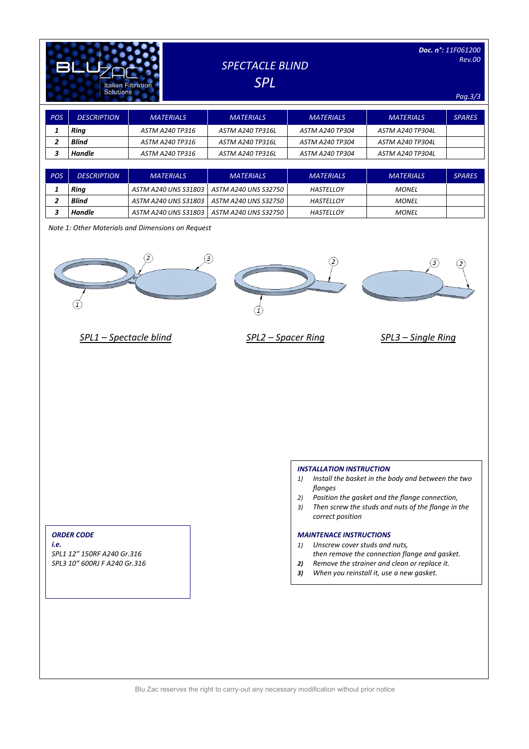# SPECTACLE BLIND

## SPL

Doc. n°: 11F061200
Rev.00

| POS | DESCRIPTION | MATERIALS | MATERIALS | MATERIALS | MATERIALS | SPARES |
|---|---|---|---|---|---|---|
| 1 | **Ring** | ASTM A240 TP316 | ASTM A240 TP316L | ASTM A240 TP304 | ASTM A240 TP304L | |
| 2 | **Blind** | ASTM A240 TP316 | ASTM A240 TP316L | ASTM A240 TP304 | ASTM A240 TP304L | |
| 3 | **Handle** | ASTM A240 TP316 | ASTM A240 TP316L | ASTM A240 TP304 | ASTM A240 TP304L | |

| POS | DESCRIPTION | MATERIALS | MATERIALS | MATERIALS | MATERIALS | SPARES |
|---|---|---|---|---|---|---|
| 1 | **Ring** | ASTM A240 UNS S31803 | ASTM A240 UNS S32750 | HASTELLOY | MONEL | |
| 2 | **Blind** | ASTM A240 UNS S31803 | ASTM A240 UNS S32750 | HASTELLOY | MONEL | |
| 3 | **Handle** | ASTM A240 UNS S31803 | ASTM A240 UNS S32750 | HASTELLOY | MONEL | |

*Note 1: Other Materials and Dimensions on Request*

2 3
1

2
1

3 2

SPL1 – Spectacle blind

SPL2 – Spacer Ring

SPL3 – Single Ring

**INSTALLATION INSTRUCTION**

1) Install the basket in the body and between the two flanges
2) Position the gasket and the flange connection,
3) Then screw the studs and nuts of the flange in the correct position

**MAINTENACE INSTRUCTIONS**

1) Unscrew cover studs and nuts, then remove the connection flange and gasket.
2) Remove the strainer and clean or replace it.
3) When you reinstall it, use a new gasket.

**ORDER CODE**

**i.e.**

SPL1 12" 150RF A240 Gr.316

SPL3 10" 600RJ F A240 Gr.316

Blu Zac reserves the right to carry-out any necessary modification without prior notice